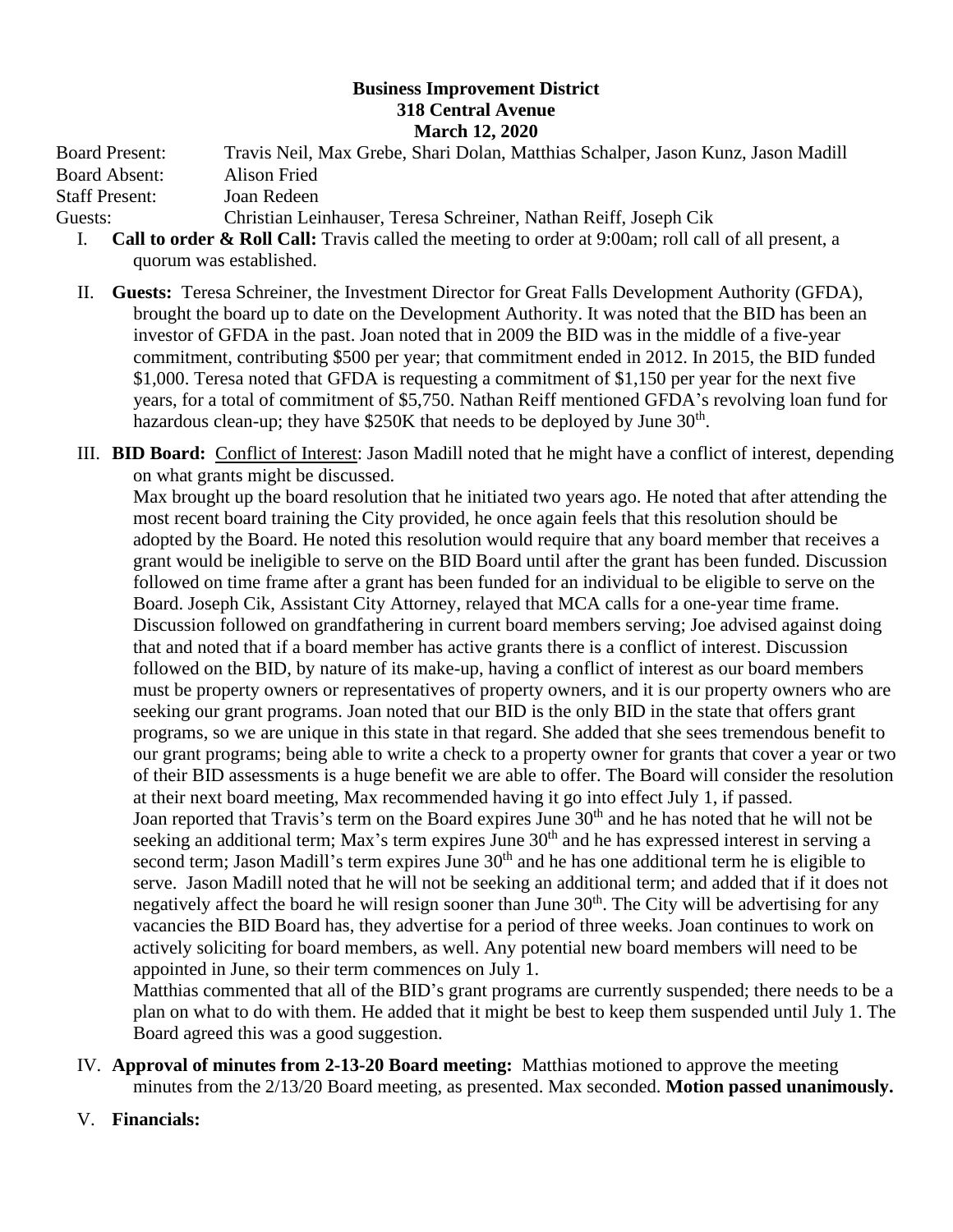**Business Improvement District**
**318 Central Avenue**
**March 12, 2020**

Board Present: Travis Neil, Max Grebe, Shari Dolan, Matthias Schalper, Jason Kunz, Jason Madill
Board Absent: Alison Fried
Staff Present: Joan Redeen
Guests: Christian Leinhauser, Teresa Schreiner, Nathan Reiff, Joseph Cik

I. **Call to order & Roll Call:** Travis called the meeting to order at 9:00am; roll call of all present, a quorum was established.

II. **Guests:** Teresa Schreiner, the Investment Director for Great Falls Development Authority (GFDA), brought the board up to date on the Development Authority. It was noted that the BID has been an investor of GFDA in the past. Joan noted that in 2009 the BID was in the middle of a five-year commitment, contributing $500 per year; that commitment ended in 2012. In 2015, the BID funded $1,000. Teresa noted that GFDA is requesting a commitment of $1,150 per year for the next five years, for a total of commitment of $5,750. Nathan Reiff mentioned GFDA's revolving loan fund for hazardous clean-up; they have $250K that needs to be deployed by June 30th.

III. **BID Board:** Conflict of Interest: Jason Madill noted that he might have a conflict of interest, depending on what grants might be discussed.
Max brought up the board resolution that he initiated two years ago. He noted that after attending the most recent board training the City provided, he once again feels that this resolution should be adopted by the Board. He noted this resolution would require that any board member that receives a grant would be ineligible to serve on the BID Board until after the grant has been funded. Discussion followed on time frame after a grant has been funded for an individual to be eligible to serve on the Board. Joseph Cik, Assistant City Attorney, relayed that MCA calls for a one-year time frame. Discussion followed on grandfathering in current board members serving; Joe advised against doing that and noted that if a board member has active grants there is a conflict of interest. Discussion followed on the BID, by nature of its make-up, having a conflict of interest as our board members must be property owners or representatives of property owners, and it is our property owners who are seeking our grant programs. Joan noted that our BID is the only BID in the state that offers grant programs, so we are unique in this state in that regard. She added that she sees tremendous benefit to our grant programs; being able to write a check to a property owner for grants that cover a year or two of their BID assessments is a huge benefit we are able to offer. The Board will consider the resolution at their next board meeting, Max recommended having it go into effect July 1, if passed.
Joan reported that Travis's term on the Board expires June 30th and he has noted that he will not be seeking an additional term; Max's term expires June 30th and he has expressed interest in serving a second term; Jason Madill's term expires June 30th and he has one additional term he is eligible to serve. Jason Madill noted that he will not be seeking an additional term; and added that if it does not negatively affect the board he will resign sooner than June 30th. The City will be advertising for any vacancies the BID Board has, they advertise for a period of three weeks. Joan continues to work on actively soliciting for board members, as well. Any potential new board members will need to be appointed in June, so their term commences on July 1.
Matthias commented that all of the BID's grant programs are currently suspended; there needs to be a plan on what to do with them. He added that it might be best to keep them suspended until July 1. The Board agreed this was a good suggestion.

IV. **Approval of minutes from 2-13-20 Board meeting:** Matthias motioned to approve the meeting minutes from the 2/13/20 Board meeting, as presented. Max seconded. **Motion passed unanimously.**

V. **Financials:**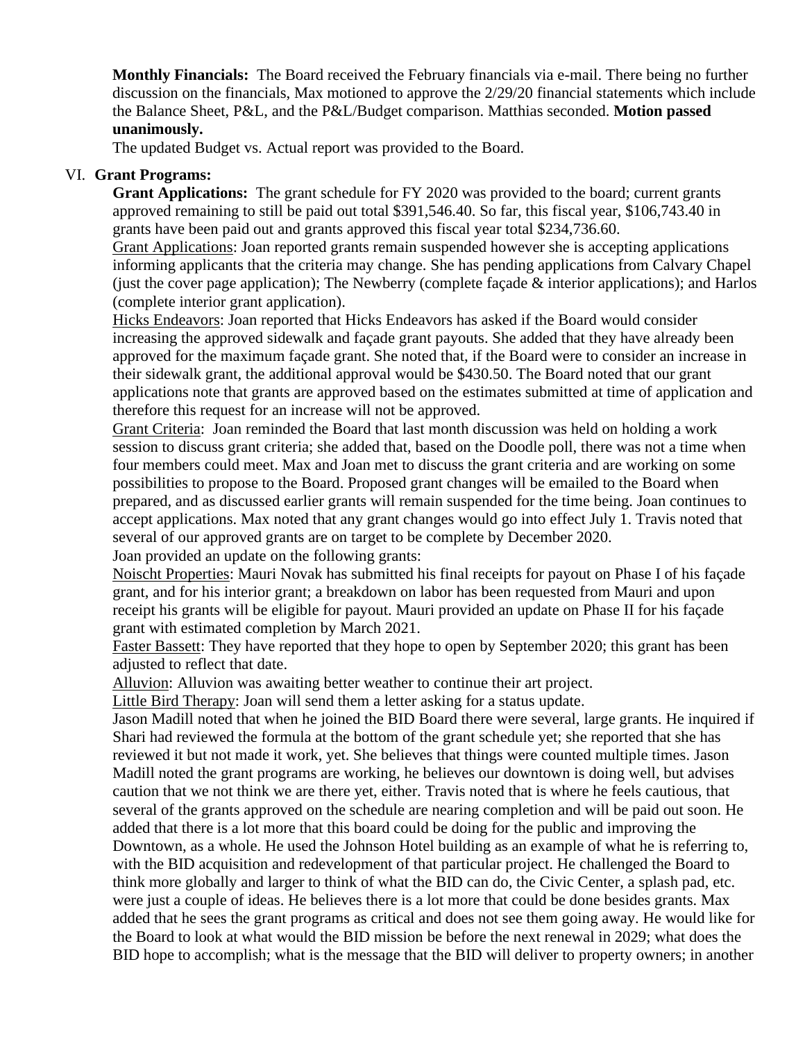**Monthly Financials:** The Board received the February financials via e-mail. There being no further discussion on the financials, Max motioned to approve the 2/29/20 financial statements which include the Balance Sheet, P&L, and the P&L/Budget comparison. Matthias seconded. **Motion passed unanimously.**

The updated Budget vs. Actual report was provided to the Board.

VI. **Grant Programs:**

**Grant Applications:** The grant schedule for FY 2020 was provided to the board; current grants approved remaining to still be paid out total $391,546.40. So far, this fiscal year, $106,743.40 in grants have been paid out and grants approved this fiscal year total $234,736.60.

Grant Applications: Joan reported grants remain suspended however she is accepting applications informing applicants that the criteria may change. She has pending applications from Calvary Chapel (just the cover page application); The Newberry (complete façade & interior applications); and Harlos (complete interior grant application).

Hicks Endeavors: Joan reported that Hicks Endeavors has asked if the Board would consider increasing the approved sidewalk and façade grant payouts. She added that they have already been approved for the maximum façade grant. She noted that, if the Board were to consider an increase in their sidewalk grant, the additional approval would be $430.50. The Board noted that our grant applications note that grants are approved based on the estimates submitted at time of application and therefore this request for an increase will not be approved.

Grant Criteria: Joan reminded the Board that last month discussion was held on holding a work session to discuss grant criteria; she added that, based on the Doodle poll, there was not a time when four members could meet. Max and Joan met to discuss the grant criteria and are working on some possibilities to propose to the Board. Proposed grant changes will be emailed to the Board when prepared, and as discussed earlier grants will remain suspended for the time being. Joan continues to accept applications. Max noted that any grant changes would go into effect July 1. Travis noted that several of our approved grants are on target to be complete by December 2020.

Joan provided an update on the following grants:

Noischt Properties: Mauri Novak has submitted his final receipts for payout on Phase I of his façade grant, and for his interior grant; a breakdown on labor has been requested from Mauri and upon receipt his grants will be eligible for payout. Mauri provided an update on Phase II for his façade grant with estimated completion by March 2021.

Faster Bassett: They have reported that they hope to open by September 2020; this grant has been adjusted to reflect that date.

Alluvion: Alluvion was awaiting better weather to continue their art project.

Little Bird Therapy: Joan will send them a letter asking for a status update.

Jason Madill noted that when he joined the BID Board there were several, large grants. He inquired if Shari had reviewed the formula at the bottom of the grant schedule yet; she reported that she has reviewed it but not made it work, yet. She believes that things were counted multiple times. Jason Madill noted the grant programs are working, he believes our downtown is doing well, but advises caution that we not think we are there yet, either. Travis noted that is where he feels cautious, that several of the grants approved on the schedule are nearing completion and will be paid out soon. He added that there is a lot more that this board could be doing for the public and improving the Downtown, as a whole. He used the Johnson Hotel building as an example of what he is referring to, with the BID acquisition and redevelopment of that particular project. He challenged the Board to think more globally and larger to think of what the BID can do, the Civic Center, a splash pad, etc. were just a couple of ideas. He believes there is a lot more that could be done besides grants. Max added that he sees the grant programs as critical and does not see them going away. He would like for the Board to look at what would the BID mission be before the next renewal in 2029; what does the BID hope to accomplish; what is the message that the BID will deliver to property owners; in another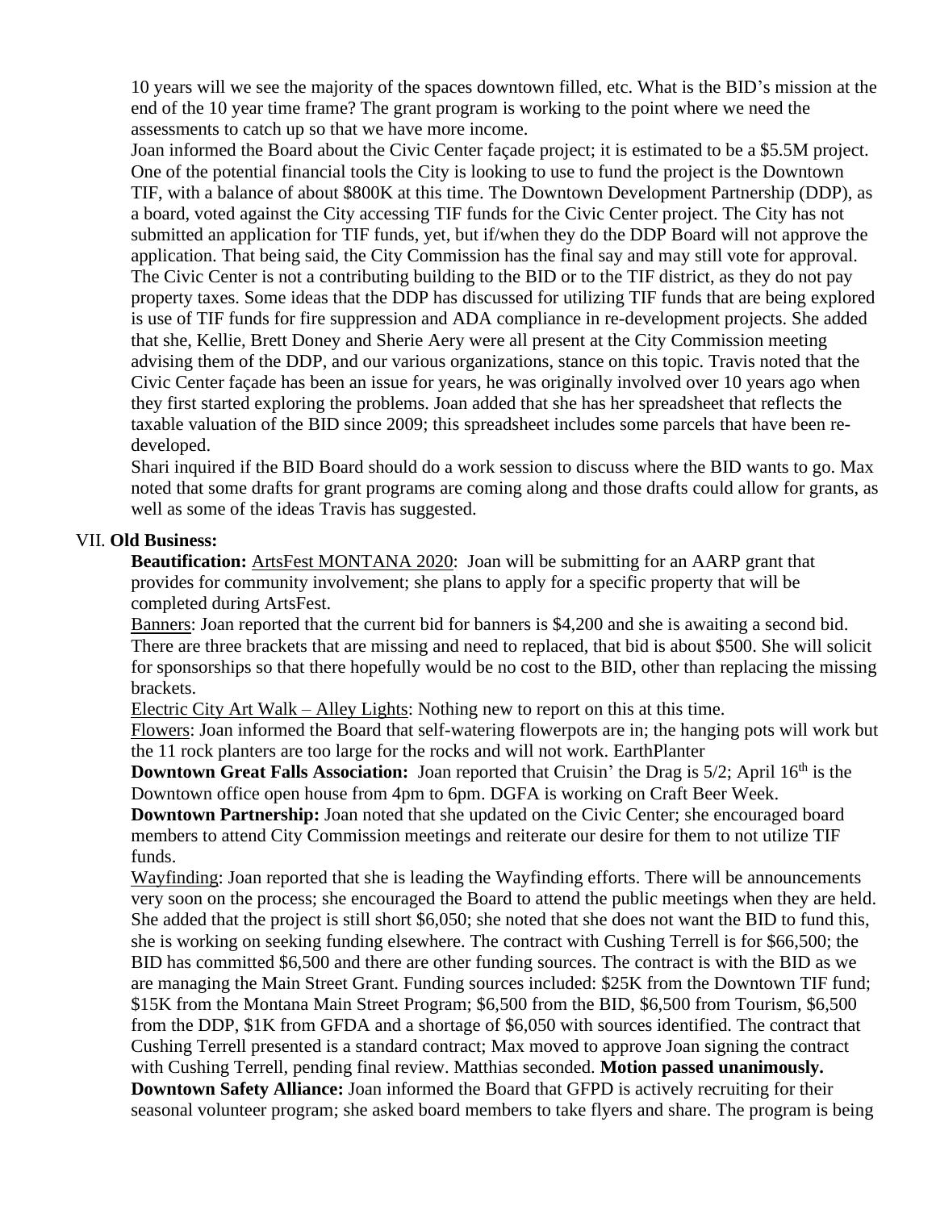10 years will we see the majority of the spaces downtown filled, etc. What is the BID's mission at the end of the 10 year time frame? The grant program is working to the point where we need the assessments to catch up so that we have more income.

Joan informed the Board about the Civic Center façade project; it is estimated to be a $5.5M project. One of the potential financial tools the City is looking to use to fund the project is the Downtown TIF, with a balance of about $800K at this time. The Downtown Development Partnership (DDP), as a board, voted against the City accessing TIF funds for the Civic Center project. The City has not submitted an application for TIF funds, yet, but if/when they do the DDP Board will not approve the application. That being said, the City Commission has the final say and may still vote for approval. The Civic Center is not a contributing building to the BID or to the TIF district, as they do not pay property taxes. Some ideas that the DDP has discussed for utilizing TIF funds that are being explored is use of TIF funds for fire suppression and ADA compliance in re-development projects. She added that she, Kellie, Brett Doney and Sherie Aery were all present at the City Commission meeting advising them of the DDP, and our various organizations, stance on this topic. Travis noted that the Civic Center façade has been an issue for years, he was originally involved over 10 years ago when they first started exploring the problems. Joan added that she has her spreadsheet that reflects the taxable valuation of the BID since 2009; this spreadsheet includes some parcels that have been re-developed.

Shari inquired if the BID Board should do a work session to discuss where the BID wants to go. Max noted that some drafts for grant programs are coming along and those drafts could allow for grants, as well as some of the ideas Travis has suggested.

VII. **Old Business:**

**Beautification:** ArtsFest MONTANA 2020: Joan will be submitting for an AARP grant that provides for community involvement; she plans to apply for a specific property that will be completed during ArtsFest.

Banners: Joan reported that the current bid for banners is $4,200 and she is awaiting a second bid. There are three brackets that are missing and need to replaced, that bid is about $500. She will solicit for sponsorships so that there hopefully would be no cost to the BID, other than replacing the missing brackets.

Electric City Art Walk – Alley Lights: Nothing new to report on this at this time.

Flowers: Joan informed the Board that self-watering flowerpots are in; the hanging pots will work but the 11 rock planters are too large for the rocks and will not work. EarthPlanter

**Downtown Great Falls Association:** Joan reported that Cruisin' the Drag is 5/2; April 16th is the Downtown office open house from 4pm to 6pm. DGFA is working on Craft Beer Week.

**Downtown Partnership:** Joan noted that she updated on the Civic Center; she encouraged board members to attend City Commission meetings and reiterate our desire for them to not utilize TIF funds.

Wayfinding: Joan reported that she is leading the Wayfinding efforts. There will be announcements very soon on the process; she encouraged the Board to attend the public meetings when they are held. She added that the project is still short $6,050; she noted that she does not want the BID to fund this, she is working on seeking funding elsewhere. The contract with Cushing Terrell is for $66,500; the BID has committed $6,500 and there are other funding sources. The contract is with the BID as we are managing the Main Street Grant. Funding sources included: $25K from the Downtown TIF fund; $15K from the Montana Main Street Program; $6,500 from the BID, $6,500 from Tourism, $6,500 from the DDP, $1K from GFDA and a shortage of $6,050 with sources identified. The contract that Cushing Terrell presented is a standard contract; Max moved to approve Joan signing the contract with Cushing Terrell, pending final review. Matthias seconded. **Motion passed unanimously.**

**Downtown Safety Alliance:** Joan informed the Board that GFPD is actively recruiting for their seasonal volunteer program; she asked board members to take flyers and share. The program is being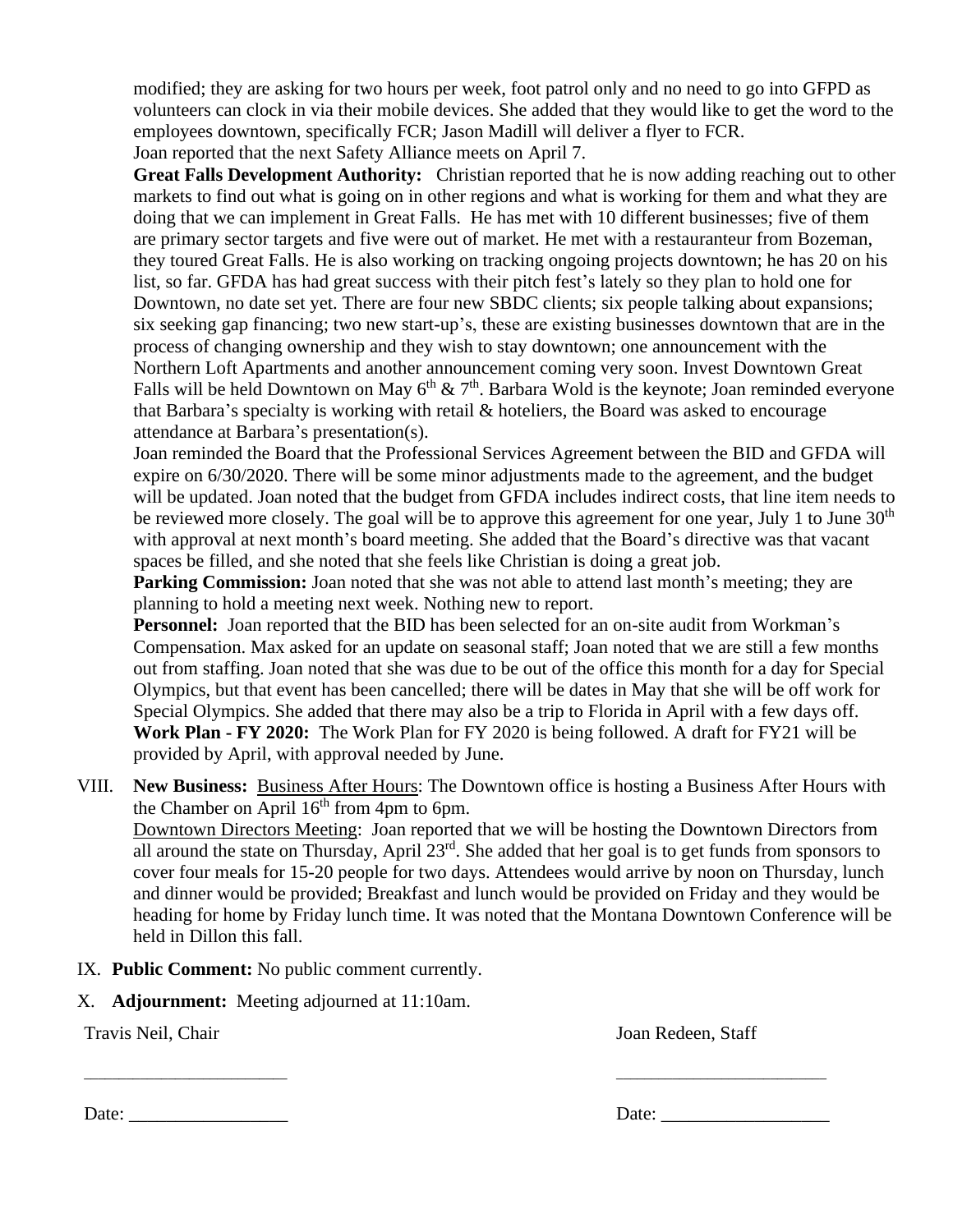modified; they are asking for two hours per week, foot patrol only and no need to go into GFPD as volunteers can clock in via their mobile devices. She added that they would like to get the word to the employees downtown, specifically FCR; Jason Madill will deliver a flyer to FCR.

Joan reported that the next Safety Alliance meets on April 7.

**Great Falls Development Authority:** Christian reported that he is now adding reaching out to other markets to find out what is going on in other regions and what is working for them and what they are doing that we can implement in Great Falls. He has met with 10 different businesses; five of them are primary sector targets and five were out of market. He met with a restauranteur from Bozeman, they toured Great Falls. He is also working on tracking ongoing projects downtown; he has 20 on his list, so far. GFDA has had great success with their pitch fest's lately so they plan to hold one for Downtown, no date set yet. There are four new SBDC clients; six people talking about expansions; six seeking gap financing; two new start-up's, these are existing businesses downtown that are in the process of changing ownership and they wish to stay downtown; one announcement with the Northern Loft Apartments and another announcement coming very soon. Invest Downtown Great Falls will be held Downtown on May 6th & 7th. Barbara Wold is the keynote; Joan reminded everyone that Barbara's specialty is working with retail & hoteliers, the Board was asked to encourage attendance at Barbara's presentation(s).

Joan reminded the Board that the Professional Services Agreement between the BID and GFDA will expire on 6/30/2020. There will be some minor adjustments made to the agreement, and the budget will be updated. Joan noted that the budget from GFDA includes indirect costs, that line item needs to be reviewed more closely. The goal will be to approve this agreement for one year, July 1 to June 30th with approval at next month's board meeting. She added that the Board's directive was that vacant spaces be filled, and she noted that she feels like Christian is doing a great job.

**Parking Commission:** Joan noted that she was not able to attend last month's meeting; they are planning to hold a meeting next week. Nothing new to report.

**Personnel:** Joan reported that the BID has been selected for an on-site audit from Workman's Compensation. Max asked for an update on seasonal staff; Joan noted that we are still a few months out from staffing. Joan noted that she was due to be out of the office this month for a day for Special Olympics, but that event has been cancelled; there will be dates in May that she will be off work for Special Olympics. She added that there may also be a trip to Florida in April with a few days off.

**Work Plan - FY 2020:** The Work Plan for FY 2020 is being followed. A draft for FY21 will be provided by April, with approval needed by June.

VIII. **New Business:** Business After Hours: The Downtown office is hosting a Business After Hours with the Chamber on April 16th from 4pm to 6pm.

Downtown Directors Meeting: Joan reported that we will be hosting the Downtown Directors from all around the state on Thursday, April 23rd. She added that her goal is to get funds from sponsors to cover four meals for 15-20 people for two days. Attendees would arrive by noon on Thursday, lunch and dinner would be provided; Breakfast and lunch would be provided on Friday and they would be heading for home by Friday lunch time. It was noted that the Montana Downtown Conference will be held in Dillon this fall.

IX. **Public Comment:** No public comment currently.

X. **Adjournment:** Meeting adjourned at 11:10am.

Travis Neil, Chair

______________________

Date: ________________

Joan Redeen, Staff

______________________

Date: ________________